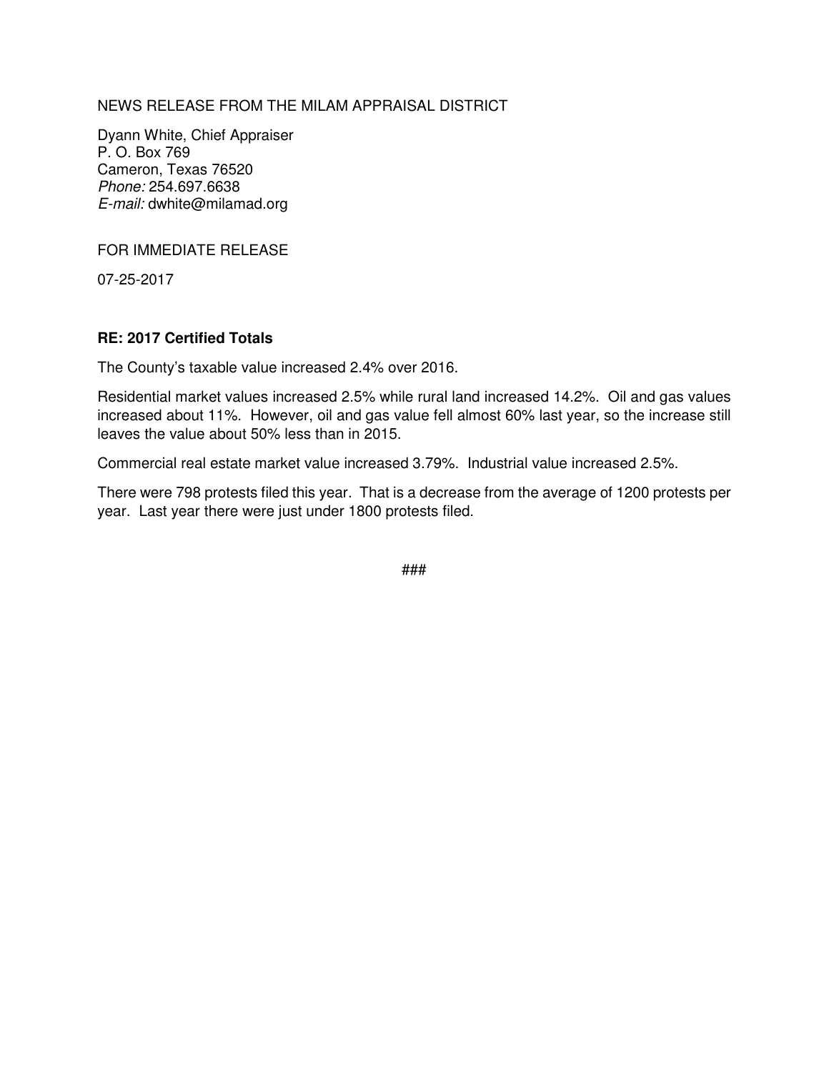NEWS RELEASE FROM THE MILAM APPRAISAL DISTRICT

Dyann White, Chief Appraiser
P. O. Box 769
Cameron, Texas 76520
*Phone:* 254.697.6638
*E-mail:* dwhite@milamad.org

FOR IMMEDIATE RELEASE

07-25-2017

**RE: 2017 Certified Totals**

The County's taxable value increased 2.4% over 2016.

Residential market values increased 2.5% while rural land increased 14.2%. Oil and gas values increased about 11%. However, oil and gas value fell almost 60% last year, so the increase still leaves the value about 50% less than in 2015.

Commercial real estate market value increased 3.79%. Industrial value increased 2.5%.

There were 798 protests filed this year. That is a decrease from the average of 1200 protests per year. Last year there were just under 1800 protests filed.

###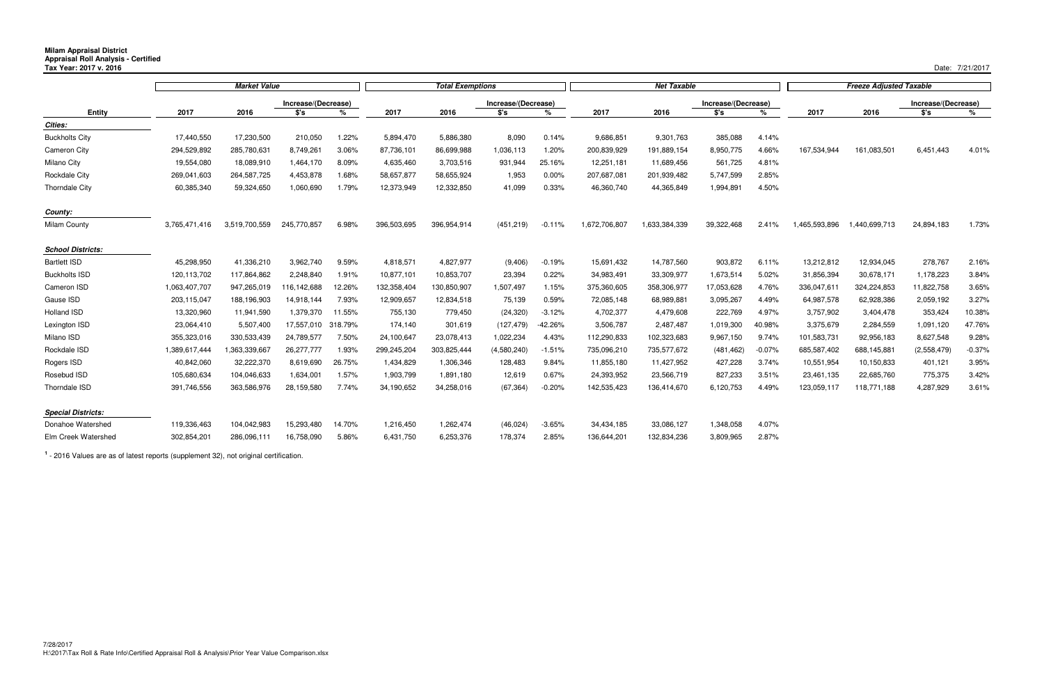**Milam Appraisal District**
**Appraisal Roll Analysis - Certified**
**Tax Year: 2017 v. 2016**

Date: 7/21/2017

| | Market Value | | | | Total Exemptions | | | | Net Taxable | | | | Freeze Adjusted Taxable | | | |
|---|---|---|---|---|---|---|---|---|---|---|---|---|---|---|---|---|
| | | | Increase/(Decrease) | | | | Increase/(Decrease) | | | | Increase/(Decrease) | | | | Increase/(Decrease) | |
| **Entity** | **2017** | **2016** | **$'s** | **%** | **2017** | **2016** | **$'s** | **%** | **2017** | **2016** | **$'s** | **%** | **2017** | **2016** | **$'s** | **%** |
| ***Cities:*** | | | | | | | | | | | | | | | | |
| Buckholts City | 17,440,550 | 17,230,500 | 210,050 | 1.22% | 5,894,470 | 5,886,380 | 8,090 | 0.14% | 9,686,851 | 9,301,763 | 385,088 | 4.14% | | | | |
| Cameron City | 294,529,892 | 285,780,631 | 8,749,261 | 3.06% | 87,736,101 | 86,699,988 | 1,036,113 | 1.20% | 200,839,929 | 191,889,154 | 8,950,775 | 4.66% | 167,534,944 | 161,083,501 | 6,451,443 | 4.01% |
| Milano City | 19,554,080 | 18,089,910 | 1,464,170 | 8.09% | 4,635,460 | 3,703,516 | 931,944 | 25.16% | 12,251,181 | 11,689,456 | 561,725 | 4.81% | | | | |
| Rockdale City | 269,041,603 | 264,587,725 | 4,453,878 | 1.68% | 58,657,877 | 58,655,924 | 1,953 | 0.00% | 207,687,081 | 201,939,482 | 5,747,599 | 2.85% | | | | |
| Thorndale City | 60,385,340 | 59,324,650 | 1,060,690 | 1.79% | 12,373,949 | 12,332,850 | 41,099 | 0.33% | 46,360,740 | 44,365,849 | 1,994,891 | 4.50% | | | | |
| ***County:*** | | | | | | | | | | | | | | | | |
| Milam County | 3,765,471,416 | 3,519,700,559 | 245,770,857 | 6.98% | 396,503,695 | 396,954,914 | (451,219) | -0.11% | 1,672,706,807 | 1,633,384,339 | 39,322,468 | 2.41% | 1,465,593,896 | 1,440,699,713 | 24,894,183 | 1.73% |
| ***School Districts:*** | | | | | | | | | | | | | | | | |
| Bartlett ISD | 45,298,950 | 41,336,210 | 3,962,740 | 9.59% | 4,818,571 | 4,827,977 | (9,406) | -0.19% | 15,691,432 | 14,787,560 | 903,872 | 6.11% | 13,212,812 | 12,934,045 | 278,767 | 2.16% |
| Buckholts ISD | 120,113,702 | 117,864,862 | 2,248,840 | 1.91% | 10,877,101 | 10,853,707 | 23,394 | 0.22% | 34,983,491 | 33,309,977 | 1,673,514 | 5.02% | 31,856,394 | 30,678,171 | 1,178,223 | 3.84% |
| Cameron ISD | 1,063,407,707 | 947,265,019 | 116,142,688 | 12.26% | 132,358,404 | 130,850,907 | 1,507,497 | 1.15% | 375,360,605 | 358,306,977 | 17,053,628 | 4.76% | 336,047,611 | 324,224,853 | 11,822,758 | 3.65% |
| Gause ISD | 203,115,047 | 188,196,903 | 14,918,144 | 7.93% | 12,909,657 | 12,834,518 | 75,139 | 0.59% | 72,085,148 | 68,989,881 | 3,095,267 | 4.49% | 64,987,578 | 62,928,386 | 2,059,192 | 3.27% |
| Holland ISD | 13,320,960 | 11,941,590 | 1,379,370 | 11.55% | 755,130 | 779,450 | (24,320) | -3.12% | 4,702,377 | 4,479,608 | 222,769 | 4.97% | 3,757,902 | 3,404,478 | 353,424 | 10.38% |
| Lexington ISD | 23,064,410 | 5,507,400 | 17,557,010 | 318.79% | 174,140 | 301,619 | (127,479) | -42.26% | 3,506,787 | 2,487,487 | 1,019,300 | 40.98% | 3,375,679 | 2,284,559 | 1,091,120 | 47.76% |
| Milano ISD | 355,323,016 | 330,533,439 | 24,789,577 | 7.50% | 24,100,647 | 23,078,413 | 1,022,234 | 4.43% | 112,290,833 | 102,323,683 | 9,967,150 | 9.74% | 101,583,731 | 92,956,183 | 8,627,548 | 9.28% |
| Rockdale ISD | 1,389,617,444 | 1,363,339,667 | 26,277,777 | 1.93% | 299,245,204 | 303,825,444 | (4,580,240) | -1.51% | 735,096,210 | 735,577,672 | (481,462) | -0.07% | 685,587,402 | 688,145,881 | (2,558,479) | -0.37% |
| Rogers ISD | 40,842,060 | 32,222,370 | 8,619,690 | 26.75% | 1,434,829 | 1,306,346 | 128,483 | 9.84% | 11,855,180 | 11,427,952 | 427,228 | 3.74% | 10,551,954 | 10,150,833 | 401,121 | 3.95% |
| Rosebud ISD | 105,680,634 | 104,046,633 | 1,634,001 | 1.57% | 1,903,799 | 1,891,180 | 12,619 | 0.67% | 24,393,952 | 23,566,719 | 827,233 | 3.51% | 23,461,135 | 22,685,760 | 775,375 | 3.42% |
| Thorndale ISD | 391,746,556 | 363,586,976 | 28,159,580 | 7.74% | 34,190,652 | 34,258,016 | (67,364) | -0.20% | 142,535,423 | 136,414,670 | 6,120,753 | 4.49% | 123,059,117 | 118,771,188 | 4,287,929 | 3.61% |
| ***Special Districts:*** | | | | | | | | | | | | | | | | |
| Donahoe Watershed | 119,336,463 | 104,042,983 | 15,293,480 | 14.70% | 1,216,450 | 1,262,474 | (46,024) | -3.65% | 34,434,185 | 33,086,127 | 1,348,058 | 4.07% | | | | |
| Elm Creek Watershed | 302,854,201 | 286,096,111 | 16,758,090 | 5.86% | 6,431,750 | 6,253,376 | 178,374 | 2.85% | 136,644,201 | 132,834,236 | 3,809,965 | 2.87% | | | | |

[1] - 2016 Values are as of latest reports (supplement 32), not original certification.

7/28/2017
H:\2017\Tax Roll & Rate Info\Certified Appraisal Roll & Analysis\Prior Year Value Comparison.xlsx